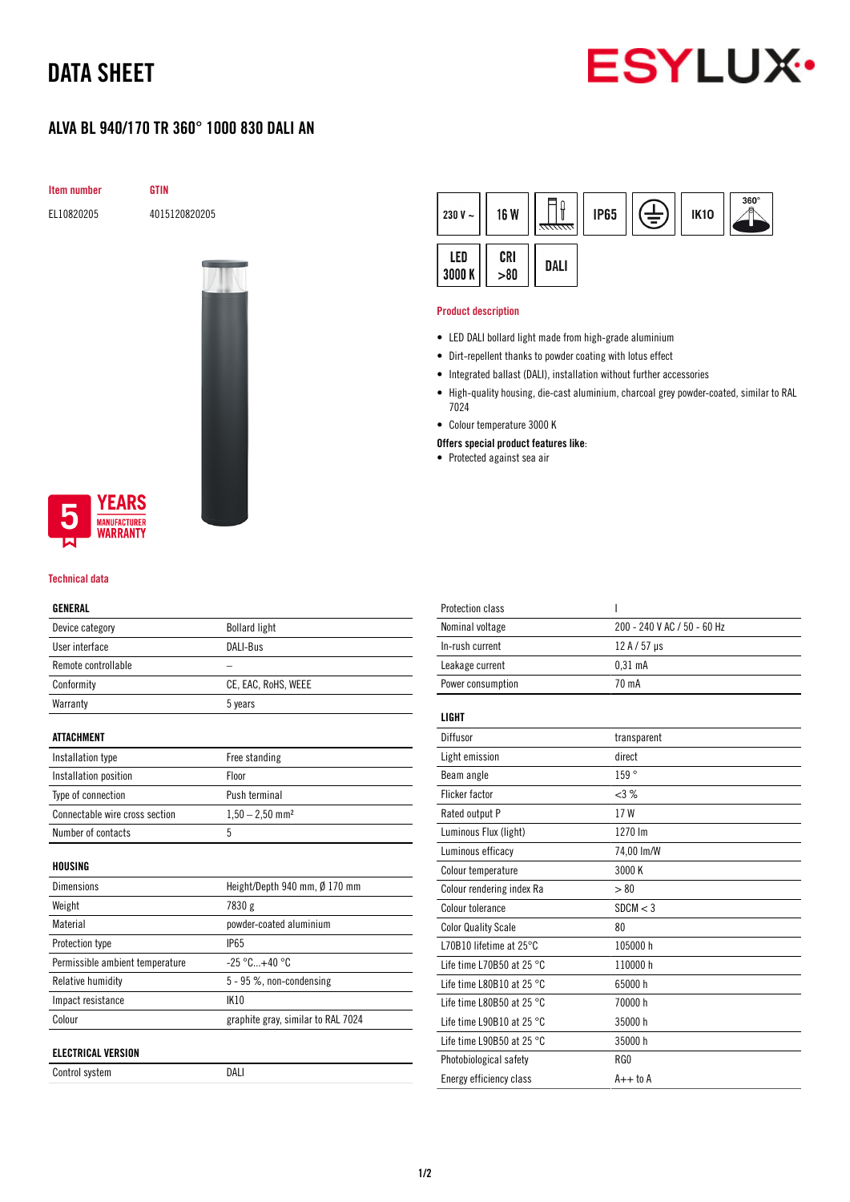# DATA SHEET

## ALVA BL 940/170 TR 360° 1000 830 DALI AN

| Item number | GTIN |
|---|---|
| EL10820205 | 4015120820205 |

230 V ~ | 16 W | IP65 | IK10 | 360° | LED 3000 K | CRI >80 | DALI

5 YEARS MANUFACTURER WARRANTY

### Product description

- LED DALI bollard light made from high-grade aluminium
- Dirt-repellent thanks to powder coating with lotus effect
- Integrated ballast (DALI), installation without further accessories
- High-quality housing, die-cast aluminium, charcoal grey powder-coated, similar to RAL 7024
- Colour temperature 3000 K

**Offers special product features like:**

- Protected against sea air

### Technical data

| GENERAL | |
|---|---|
| Device category | Bollard light |
| User interface | DALI-Bus |
| Remote controllable | – |
| Conformity | CE, EAC, RoHS, WEEE |
| Warranty | 5 years |

| ATTACHMENT | |
|---|---|
| Installation type | Free standing |
| Installation position | Floor |
| Type of connection | Push terminal |
| Connectable wire cross section | 1,50 – 2,50 mm² |
| Number of contacts | 5 |

| HOUSING | |
|---|---|
| Dimensions | Height/Depth 940 mm, Ø 170 mm |
| Weight | 7830 g |
| Material | powder-coated aluminium |
| Protection type | IP65 |
| Permissible ambient temperature | -25 °C...+40 °C |
| Relative humidity | 5 - 95 %, non-condensing |
| Impact resistance | IK10 |
| Colour | graphite gray, similar to RAL 7024 |

| ELECTRICAL VERSION | |
|---|---|
| Control system | DALI |
| Protection class | I |
| Nominal voltage | 200 - 240 V AC / 50 - 60 Hz |
| In-rush current | 12 A / 57 µs |
| Leakage current | 0,31 mA |
| Power consumption | 70 mA |

| LIGHT | |
|---|---|
| Diffusor | transparent |
| Light emission | direct |
| Beam angle | 159 ° |
| Flicker factor | <3 % |
| Rated output P | 17 W |
| Luminous Flux (light) | 1270 lm |
| Luminous efficacy | 74,00 lm/W |
| Colour temperature | 3000 K |
| Colour rendering index Ra | > 80 |
| Colour tolerance | SDCM < 3 |
| Color Quality Scale | 80 |
| L70B10 lifetime at 25°C | 105000 h |
| Life time L70B50 at 25 °C | 110000 h |
| Life time L80B10 at 25 °C | 65000 h |
| Life time L80B50 at 25 °C | 70000 h |
| Life time L90B10 at 25 °C | 35000 h |
| Life time L90B50 at 25 °C | 35000 h |
| Photobiological safety | RG0 |
| Energy efficiency class | A++ to A |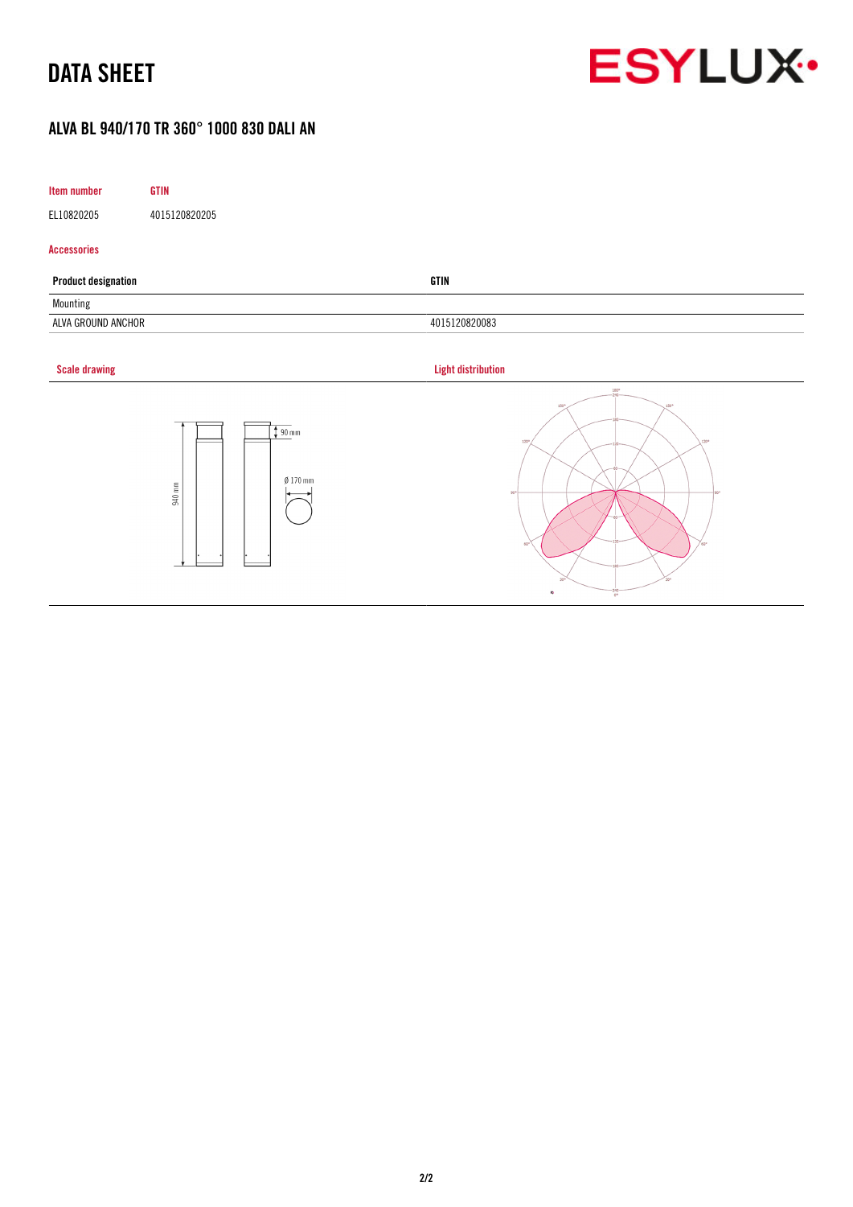# DATA SHEET

## ALVA BL 940/170 TR 360° 1000 830 DALI AN

| Item number | GTIN |
|---|---|
| EL10820205 | 4015120820205 |

### Accessories

| Product designation | GTIN |
|---|---|
| Mounting | |
| ALVA GROUND ANCHOR | 4015120820083 |

### Scale drawing

940 mm
90 mm
Ø 170 mm

### Light distribution